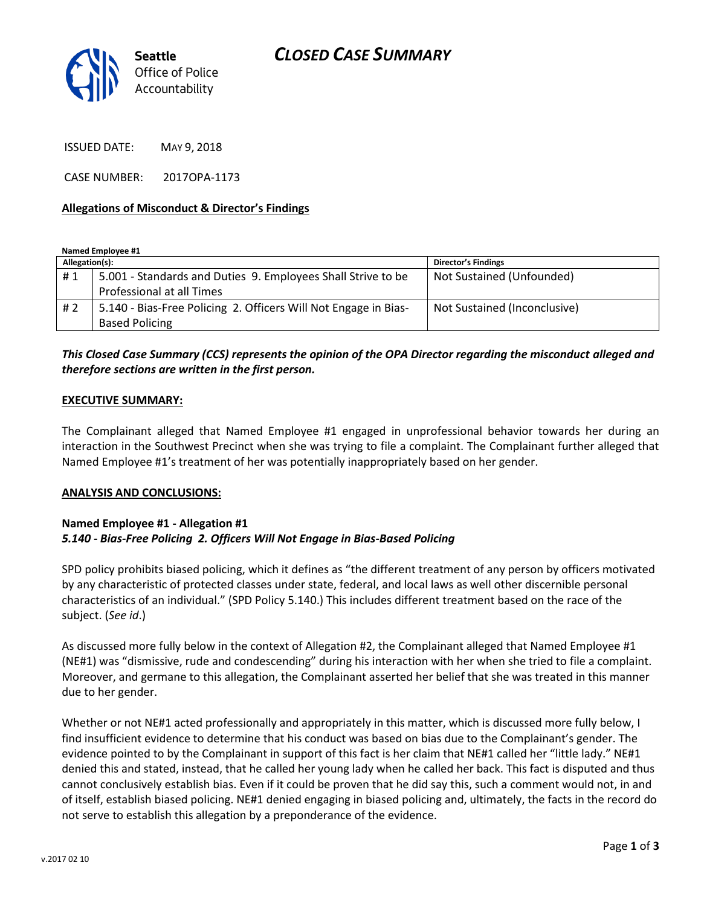# CLOSED CASE SUMMARY

Seattle Office of Police Accountability

ISSUED DATE: MAY 9, 2018

CASE NUMBER: 2017OPA-1173

**Allegations of Misconduct & Director's Findings**

**Named Employee #1**

| Allegation(s): | | Director's Findings |
|---|---|---|
| # 1 | 5.001 - Standards and Duties 9. Employees Shall Strive to be Professional at all Times | Not Sustained (Unfounded) |
| # 2 | 5.140 - Bias-Free Policing 2. Officers Will Not Engage in Bias-Based Policing | Not Sustained (Inconclusive) |

***This Closed Case Summary (CCS) represents the opinion of the OPA Director regarding the misconduct alleged and therefore sections are written in the first person.***

**EXECUTIVE SUMMARY:**

The Complainant alleged that Named Employee #1 engaged in unprofessional behavior towards her during an interaction in the Southwest Precinct when she was trying to file a complaint. The Complainant further alleged that Named Employee #1's treatment of her was potentially inappropriately based on her gender.

**ANALYSIS AND CONCLUSIONS:**

**Named Employee #1 - Allegation #1**
***5.140 - Bias-Free Policing 2. Officers Will Not Engage in Bias-Based Policing***

SPD policy prohibits biased policing, which it defines as "the different treatment of any person by officers motivated by any characteristic of protected classes under state, federal, and local laws as well other discernible personal characteristics of an individual." (SPD Policy 5.140.) This includes different treatment based on the race of the subject. (*See id*.)

As discussed more fully below in the context of Allegation #2, the Complainant alleged that Named Employee #1 (NE#1) was "dismissive, rude and condescending" during his interaction with her when she tried to file a complaint. Moreover, and germane to this allegation, the Complainant asserted her belief that she was treated in this manner due to her gender.

Whether or not NE#1 acted professionally and appropriately in this matter, which is discussed more fully below, I find insufficient evidence to determine that his conduct was based on bias due to the Complainant's gender. The evidence pointed to by the Complainant in support of this fact is her claim that NE#1 called her "little lady." NE#1 denied this and stated, instead, that he called her young lady when he called her back. This fact is disputed and thus cannot conclusively establish bias. Even if it could be proven that he did say this, such a comment would not, in and of itself, establish biased policing. NE#1 denied engaging in biased policing and, ultimately, the facts in the record do not serve to establish this allegation by a preponderance of the evidence.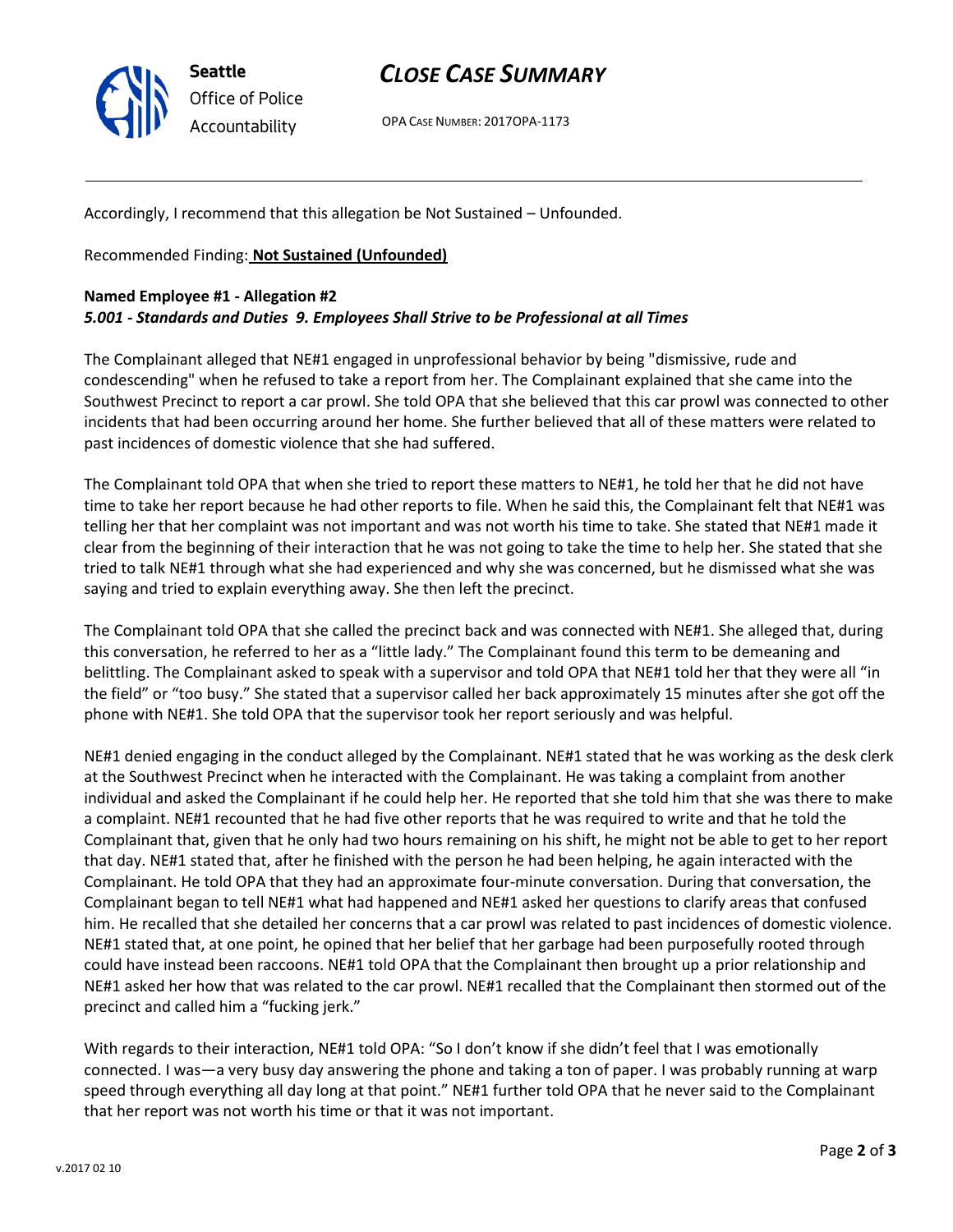Accordingly, I recommend that this allegation be Not Sustained – Unfounded.

Recommended Finding: **Not Sustained (Unfounded)**

**Named Employee #1 - Allegation #2**
***5.001 - Standards and Duties 9. Employees Shall Strive to be Professional at all Times***

The Complainant alleged that NE#1 engaged in unprofessional behavior by being "dismissive, rude and condescending" when he refused to take a report from her. The Complainant explained that she came into the Southwest Precinct to report a car prowl. She told OPA that she believed that this car prowl was connected to other incidents that had been occurring around her home. She further believed that all of these matters were related to past incidences of domestic violence that she had suffered.

The Complainant told OPA that when she tried to report these matters to NE#1, he told her that he did not have time to take her report because he had other reports to file. When he said this, the Complainant felt that NE#1 was telling her that her complaint was not important and was not worth his time to take. She stated that NE#1 made it clear from the beginning of their interaction that he was not going to take the time to help her. She stated that she tried to talk NE#1 through what she had experienced and why she was concerned, but he dismissed what she was saying and tried to explain everything away. She then left the precinct.

The Complainant told OPA that she called the precinct back and was connected with NE#1. She alleged that, during this conversation, he referred to her as a "little lady." The Complainant found this term to be demeaning and belittling. The Complainant asked to speak with a supervisor and told OPA that NE#1 told her that they were all "in the field" or "too busy." She stated that a supervisor called her back approximately 15 minutes after she got off the phone with NE#1. She told OPA that the supervisor took her report seriously and was helpful.

NE#1 denied engaging in the conduct alleged by the Complainant. NE#1 stated that he was working as the desk clerk at the Southwest Precinct when he interacted with the Complainant. He was taking a complaint from another individual and asked the Complainant if he could help her. He reported that she told him that she was there to make a complaint. NE#1 recounted that he had five other reports that he was required to write and that he told the Complainant that, given that he only had two hours remaining on his shift, he might not be able to get to her report that day. NE#1 stated that, after he finished with the person he had been helping, he again interacted with the Complainant. He told OPA that they had an approximate four-minute conversation. During that conversation, the Complainant began to tell NE#1 what had happened and NE#1 asked her questions to clarify areas that confused him. He recalled that she detailed her concerns that a car prowl was related to past incidences of domestic violence. NE#1 stated that, at one point, he opined that her belief that her garbage had been purposefully rooted through could have instead been raccoons. NE#1 told OPA that the Complainant then brought up a prior relationship and NE#1 asked her how that was related to the car prowl. NE#1 recalled that the Complainant then stormed out of the precinct and called him a "fucking jerk."

With regards to their interaction, NE#1 told OPA: "So I don't know if she didn't feel that I was emotionally connected. I was—a very busy day answering the phone and taking a ton of paper. I was probably running at warp speed through everything all day long at that point." NE#1 further told OPA that he never said to the Complainant that her report was not worth his time or that it was not important.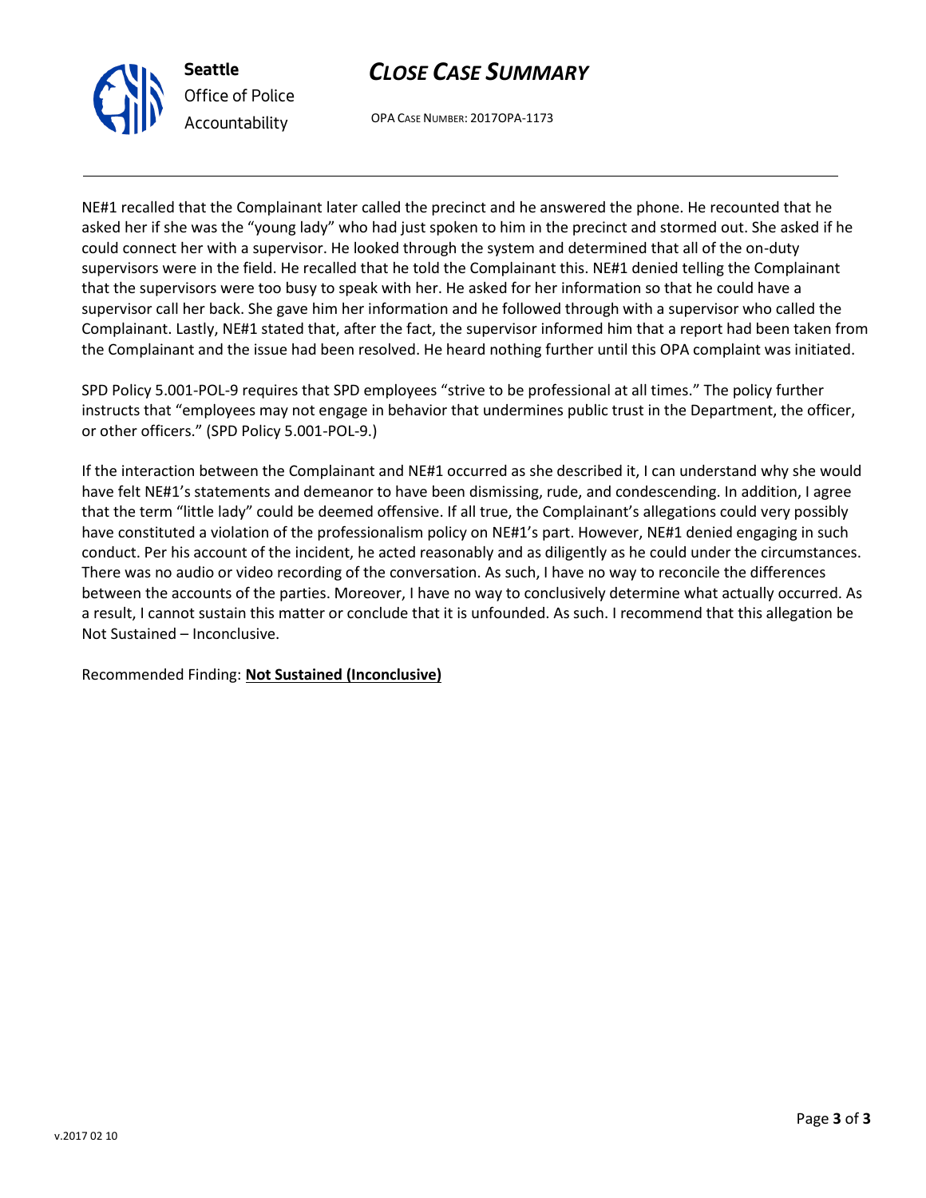NE#1 recalled that the Complainant later called the precinct and he answered the phone. He recounted that he asked her if she was the "young lady" who had just spoken to him in the precinct and stormed out. She asked if he could connect her with a supervisor. He looked through the system and determined that all of the on-duty supervisors were in the field. He recalled that he told the Complainant this. NE#1 denied telling the Complainant that the supervisors were too busy to speak with her. He asked for her information so that he could have a supervisor call her back. She gave him her information and he followed through with a supervisor who called the Complainant. Lastly, NE#1 stated that, after the fact, the supervisor informed him that a report had been taken from the Complainant and the issue had been resolved. He heard nothing further until this OPA complaint was initiated.

SPD Policy 5.001-POL-9 requires that SPD employees "strive to be professional at all times." The policy further instructs that "employees may not engage in behavior that undermines public trust in the Department, the officer, or other officers." (SPD Policy 5.001-POL-9.)

If the interaction between the Complainant and NE#1 occurred as she described it, I can understand why she would have felt NE#1's statements and demeanor to have been dismissing, rude, and condescending. In addition, I agree that the term "little lady" could be deemed offensive. If all true, the Complainant's allegations could very possibly have constituted a violation of the professionalism policy on NE#1's part. However, NE#1 denied engaging in such conduct. Per his account of the incident, he acted reasonably and as diligently as he could under the circumstances. There was no audio or video recording of the conversation. As such, I have no way to reconcile the differences between the accounts of the parties. Moreover, I have no way to conclusively determine what actually occurred. As a result, I cannot sustain this matter or conclude that it is unfounded. As such. I recommend that this allegation be Not Sustained – Inconclusive.

Recommended Finding: **Not Sustained (Inconclusive)**